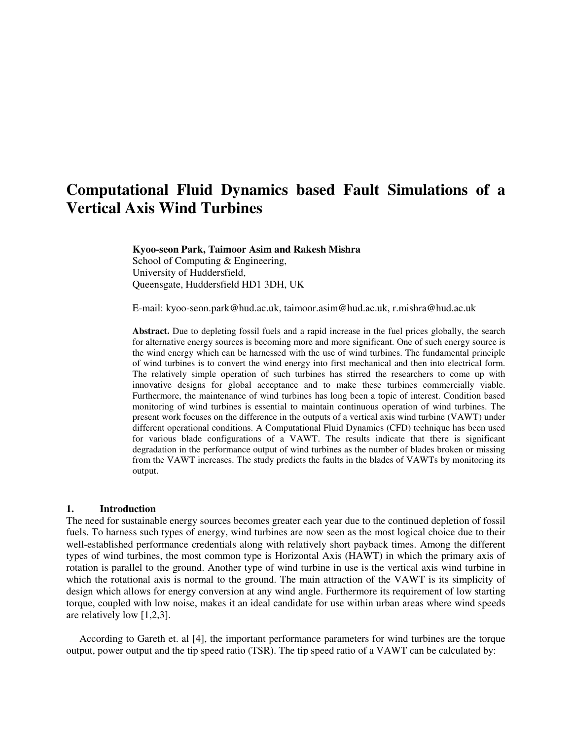# Computational Fluid Dynamics based Fault Simulations of a Vertical Axis Wind Turbines

**Kyoo-seon Park, Taimoor Asim and Rakesh Mishra**
School of Computing & Engineering,
University of Huddersfield,
Queensgate, Huddersfield HD1 3DH, UK

E-mail: kyoo-seon.park@hud.ac.uk, taimoor.asim@hud.ac.uk, r.mishra@hud.ac.uk

**Abstract.** Due to depleting fossil fuels and a rapid increase in the fuel prices globally, the search for alternative energy sources is becoming more and more significant. One of such energy source is the wind energy which can be harnessed with the use of wind turbines. The fundamental principle of wind turbines is to convert the wind energy into first mechanical and then into electrical form. The relatively simple operation of such turbines has stirred the researchers to come up with innovative designs for global acceptance and to make these turbines commercially viable. Furthermore, the maintenance of wind turbines has long been a topic of interest. Condition based monitoring of wind turbines is essential to maintain continuous operation of wind turbines. The present work focuses on the difference in the outputs of a vertical axis wind turbine (VAWT) under different operational conditions. A Computational Fluid Dynamics (CFD) technique has been used for various blade configurations of a VAWT. The results indicate that there is significant degradation in the performance output of wind turbines as the number of blades broken or missing from the VAWT increases. The study predicts the faults in the blades of VAWTs by monitoring its output.

## 1. Introduction

The need for sustainable energy sources becomes greater each year due to the continued depletion of fossil fuels. To harness such types of energy, wind turbines are now seen as the most logical choice due to their well-established performance credentials along with relatively short payback times. Among the different types of wind turbines, the most common type is Horizontal Axis (HAWT) in which the primary axis of rotation is parallel to the ground. Another type of wind turbine in use is the vertical axis wind turbine in which the rotational axis is normal to the ground. The main attraction of the VAWT is its simplicity of design which allows for energy conversion at any wind angle. Furthermore its requirement of low starting torque, coupled with low noise, makes it an ideal candidate for use within urban areas where wind speeds are relatively low [1,2,3].

According to Gareth et. al [4], the important performance parameters for wind turbines are the torque output, power output and the tip speed ratio (TSR). The tip speed ratio of a VAWT can be calculated by: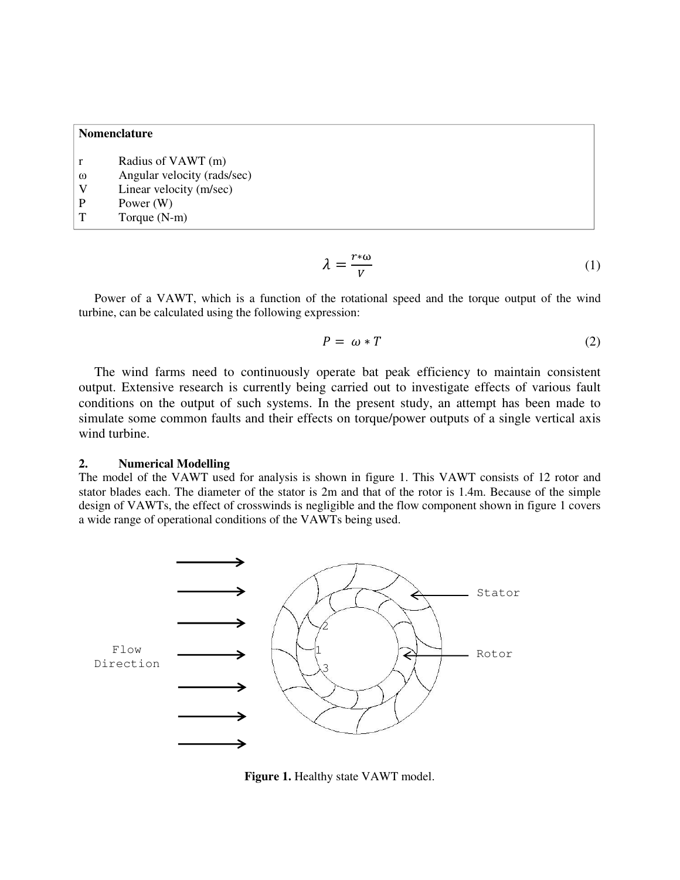**Nomenclature**

| | |
|---|---|
| r | Radius of VAWT (m) |
| ω | Angular velocity (rads/sec) |
| V | Linear velocity (m/sec) |
| P | Power (W) |
| T | Torque (N-m) |

$$\lambda = \frac{r * \omega}{V} \quad (1)$$

Power of a VAWT, which is a function of the rotational speed and the torque output of the wind turbine, can be calculated using the following expression:

$$P = \omega * T \quad (2)$$

The wind farms need to continuously operate bat peak efficiency to maintain consistent output. Extensive research is currently being carried out to investigate effects of various fault conditions on the output of such systems. In the present study, an attempt has been made to simulate some common faults and their effects on torque/power outputs of a single vertical axis wind turbine.

## 2. Numerical Modelling

The model of the VAWT used for analysis is shown in figure 1. This VAWT consists of 12 rotor and stator blades each. The diameter of the stator is 2m and that of the rotor is 1.4m. Because of the simple design of VAWTs, the effect of crosswinds is negligible and the flow component shown in figure 1 covers a wide range of operational conditions of the VAWTs being used.

**Figure 1.** Healthy state VAWT model.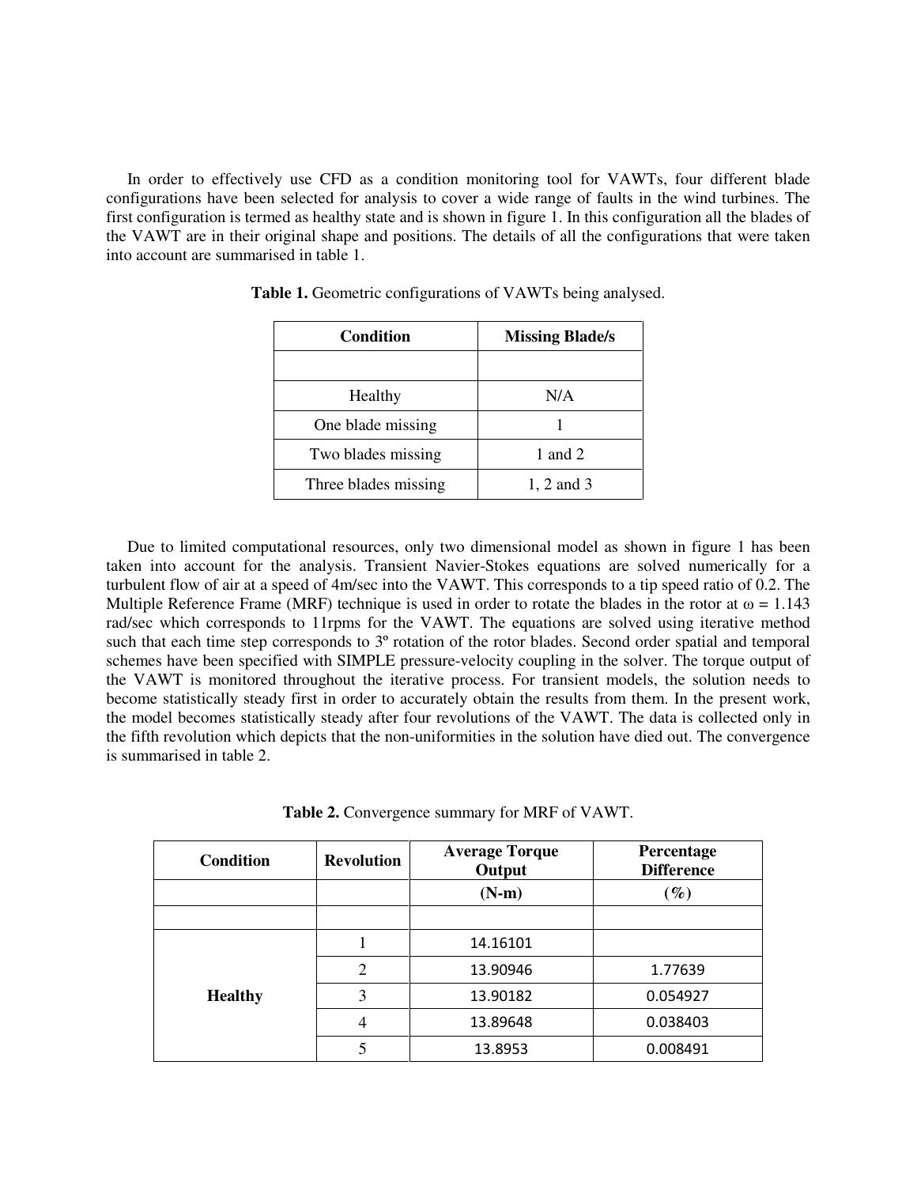In order to effectively use CFD as a condition monitoring tool for VAWTs, four different blade configurations have been selected for analysis to cover a wide range of faults in the wind turbines. The first configuration is termed as healthy state and is shown in figure 1. In this configuration all the blades of the VAWT are in their original shape and positions. The details of all the configurations that were taken into account are summarised in table 1.

**Table 1.** Geometric configurations of VAWTs being analysed.

| Condition | Missing Blade/s |
| --- | --- |
| | |
| Healthy | N/A |
| One blade missing | 1 |
| Two blades missing | 1 and 2 |
| Three blades missing | 1, 2 and 3 |

Due to limited computational resources, only two dimensional model as shown in figure 1 has been taken into account for the analysis. Transient Navier-Stokes equations are solved numerically for a turbulent flow of air at a speed of 4m/sec into the VAWT. This corresponds to a tip speed ratio of 0.2. The Multiple Reference Frame (MRF) technique is used in order to rotate the blades in the rotor at $\omega = 1.143$ rad/sec which corresponds to 11rpms for the VAWT. The equations are solved using iterative method such that each time step corresponds to 3º rotation of the rotor blades. Second order spatial and temporal schemes have been specified with SIMPLE pressure-velocity coupling in the solver. The torque output of the VAWT is monitored throughout the iterative process. For transient models, the solution needs to become statistically steady first in order to accurately obtain the results from them. In the present work, the model becomes statistically steady after four revolutions of the VAWT. The data is collected only in the fifth revolution which depicts that the non-uniformities in the solution have died out. The convergence is summarised in table 2.

**Table 2.** Convergence summary for MRF of VAWT.

| Condition | Revolution | Average Torque Output | Percentage Difference |
| --- | --- | --- | --- |
| | | (N-m) | (%) |
| | | | |
| **Healthy** | 1 | 14.16101 | |
| | 2 | 13.90946 | 1.77639 |
| | 3 | 13.90182 | 0.054927 |
| | 4 | 13.89648 | 0.038403 |
| | 5 | 13.8953 | 0.008491 |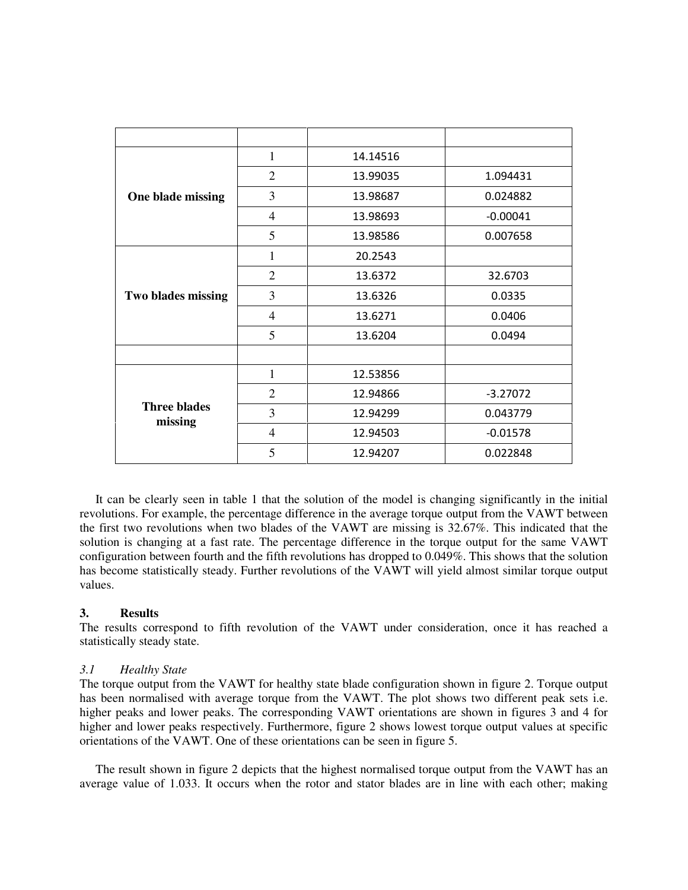| | | | |
|---|---|---|---|
| **One blade missing** | 1 | 14.14516 | |
| | 2 | 13.99035 | 1.094431 |
| | 3 | 13.98687 | 0.024882 |
| | 4 | 13.98693 | -0.00041 |
| | 5 | 13.98586 | 0.007658 |
| **Two blades missing** | 1 | 20.2543 | |
| | 2 | 13.6372 | 32.6703 |
| | 3 | 13.6326 | 0.0335 |
| | 4 | 13.6271 | 0.0406 |
| | 5 | 13.6204 | 0.0494 |
| | | | |
| **Three blades missing** | 1 | 12.53856 | |
| | 2 | 12.94866 | -3.27072 |
| | 3 | 12.94299 | 0.043779 |
| | 4 | 12.94503 | -0.01578 |
| | 5 | 12.94207 | 0.022848 |

It can be clearly seen in table 1 that the solution of the model is changing significantly in the initial revolutions. For example, the percentage difference in the average torque output from the VAWT between the first two revolutions when two blades of the VAWT are missing is 32.67%. This indicated that the solution is changing at a fast rate. The percentage difference in the torque output for the same VAWT configuration between fourth and the fifth revolutions has dropped to 0.049%. This shows that the solution has become statistically steady. Further revolutions of the VAWT will yield almost similar torque output values.

## 3. Results

The results correspond to fifth revolution of the VAWT under consideration, once it has reached a statistically steady state.

### *3.1 Healthy State*

The torque output from the VAWT for healthy state blade configuration shown in figure 2. Torque output has been normalised with average torque from the VAWT. The plot shows two different peak sets i.e. higher peaks and lower peaks. The corresponding VAWT orientations are shown in figures 3 and 4 for higher and lower peaks respectively. Furthermore, figure 2 shows lowest torque output values at specific orientations of the VAWT. One of these orientations can be seen in figure 5.

The result shown in figure 2 depicts that the highest normalised torque output from the VAWT has an average value of 1.033. It occurs when the rotor and stator blades are in line with each other; making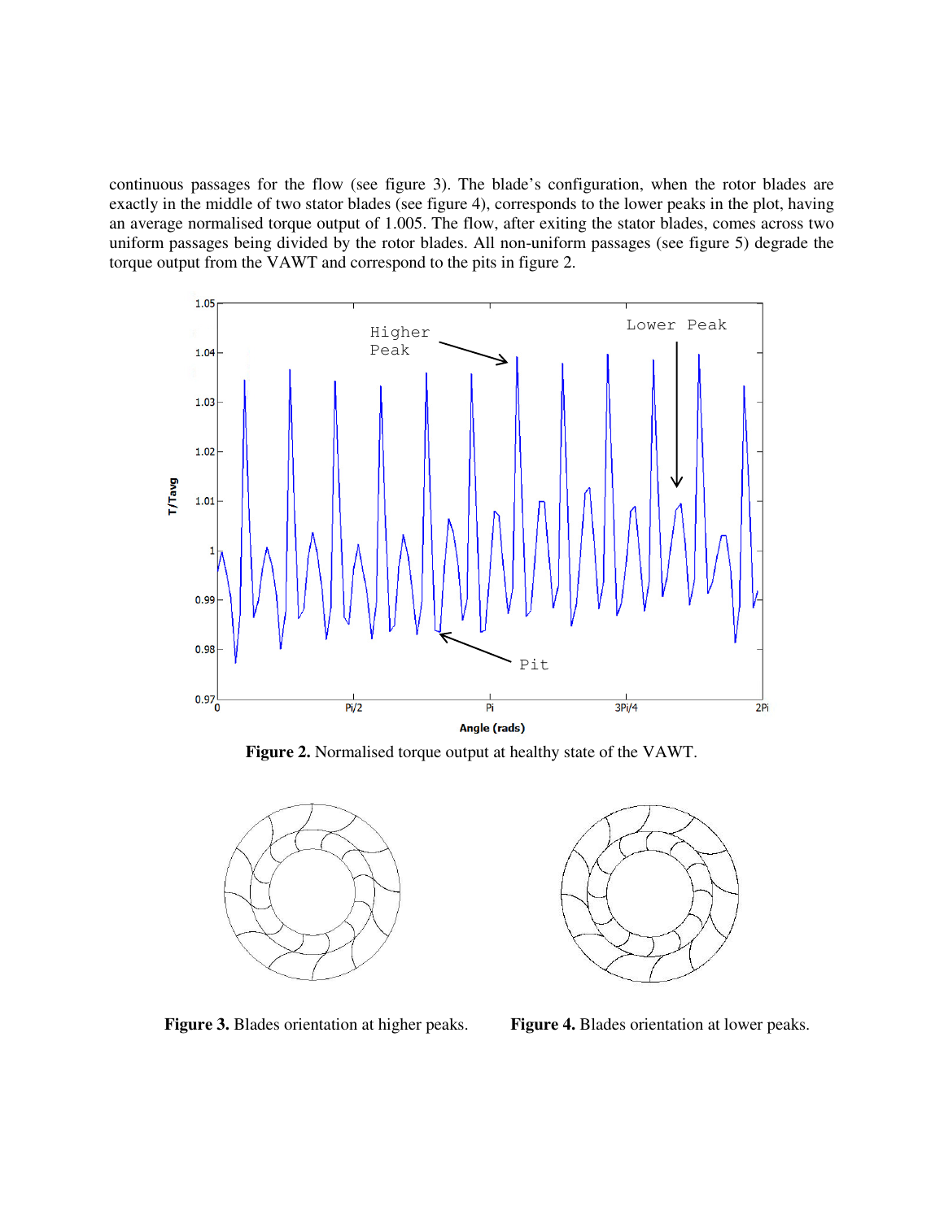continuous passages for the flow (see figure 3). The blade's configuration, when the rotor blades are exactly in the middle of two stator blades (see figure 4), corresponds to the lower peaks in the plot, having an average normalised torque output of 1.005. The flow, after exiting the stator blades, comes across two uniform passages being divided by the rotor blades. All non-uniform passages (see figure 5) degrade the torque output from the VAWT and correspond to the pits in figure 2.

**Figure 2.** Normalised torque output at healthy state of the VAWT.

**Figure 3.** Blades orientation at higher peaks.

**Figure 4.** Blades orientation at lower peaks.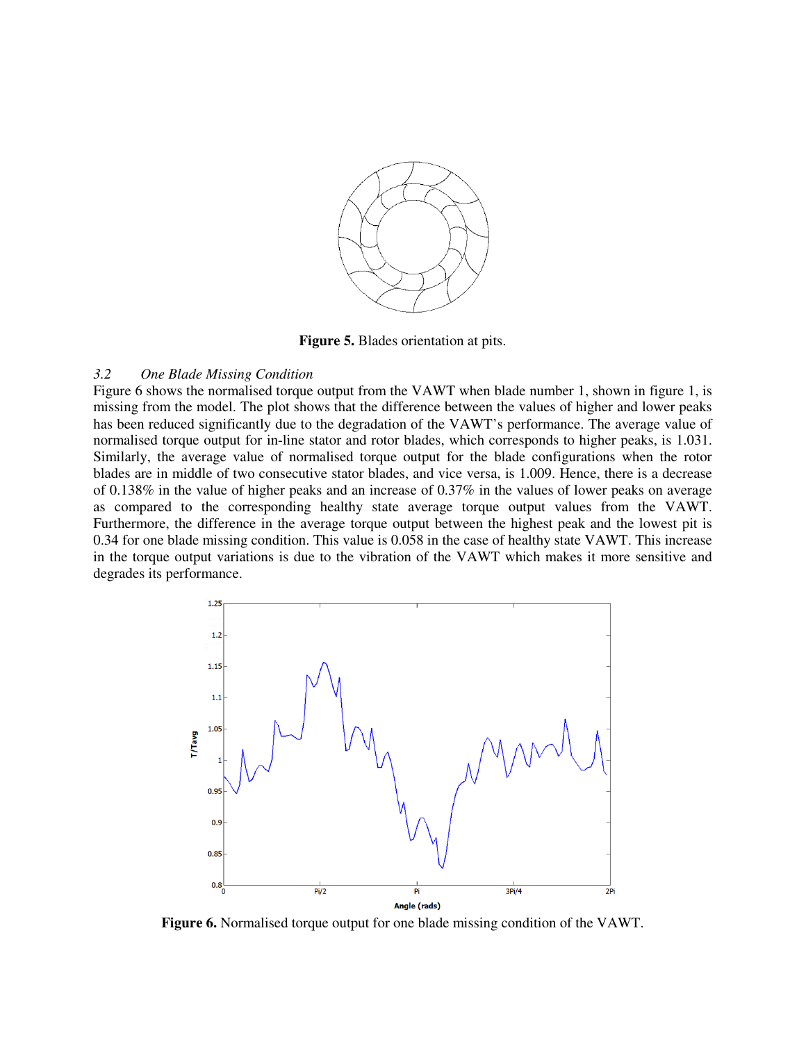Figure 5. Blades orientation at pits.

### 3.2 One Blade Missing Condition

Figure 6 shows the normalised torque output from the VAWT when blade number 1, shown in figure 1, is missing from the model. The plot shows that the difference between the values of higher and lower peaks has been reduced significantly due to the degradation of the VAWT's performance. The average value of normalised torque output for in-line stator and rotor blades, which corresponds to higher peaks, is 1.031. Similarly, the average value of normalised torque output for the blade configurations when the rotor blades are in middle of two consecutive stator blades, and vice versa, is 1.009. Hence, there is a decrease of 0.138% in the value of higher peaks and an increase of 0.37% in the values of lower peaks on average as compared to the corresponding healthy state average torque output values from the VAWT. Furthermore, the difference in the average torque output between the highest peak and the lowest pit is 0.34 for one blade missing condition. This value is 0.058 in the case of healthy state VAWT. This increase in the torque output variations is due to the vibration of the VAWT which makes it more sensitive and degrades its performance.

**Figure 6.** Normalised torque output for one blade missing condition of the VAWT.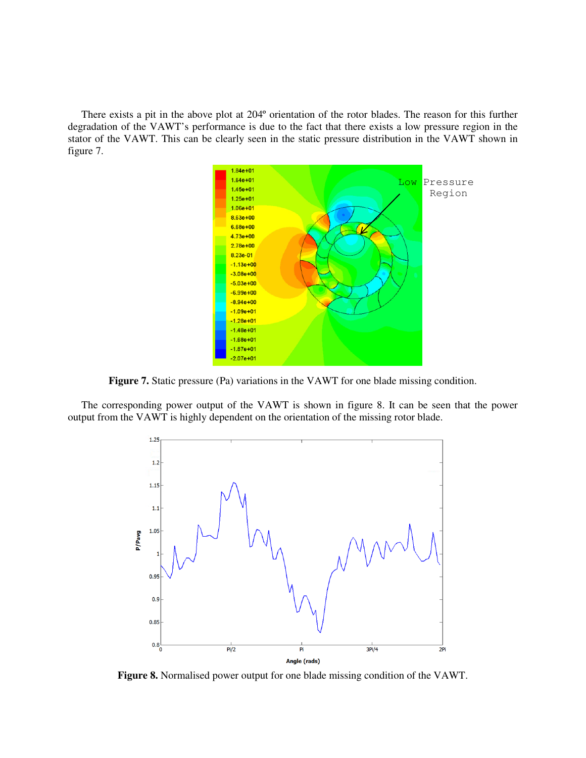There exists a pit in the above plot at 204º orientation of the rotor blades. The reason for this further degradation of the VAWT's performance is due to the fact that there exists a low pressure region in the stator of the VAWT. This can be clearly seen in the static pressure distribution in the VAWT shown in figure 7.

**Figure 7.** Static pressure (Pa) variations in the VAWT for one blade missing condition.

The corresponding power output of the VAWT is shown in figure 8. It can be seen that the power output from the VAWT is highly dependent on the orientation of the missing rotor blade.

**Figure 8.** Normalised power output for one blade missing condition of the VAWT.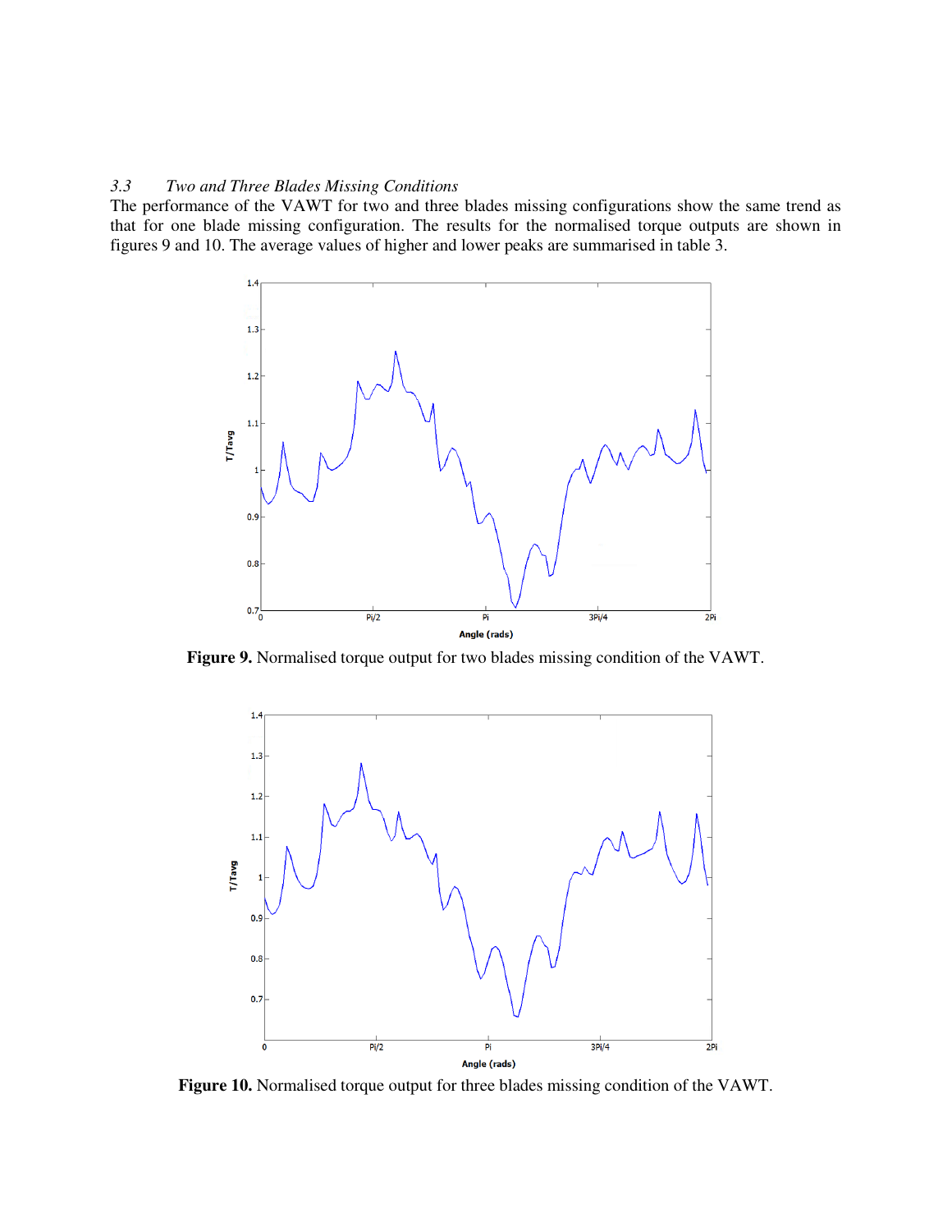### 3.3 *Two and Three Blades Missing Conditions*

The performance of the VAWT for two and three blades missing configurations show the same trend as that for one blade missing configuration. The results for the normalised torque outputs are shown in figures 9 and 10. The average values of higher and lower peaks are summarised in table 3.

**Figure 9.** Normalised torque output for two blades missing condition of the VAWT.

**Figure 10.** Normalised torque output for three blades missing condition of the VAWT.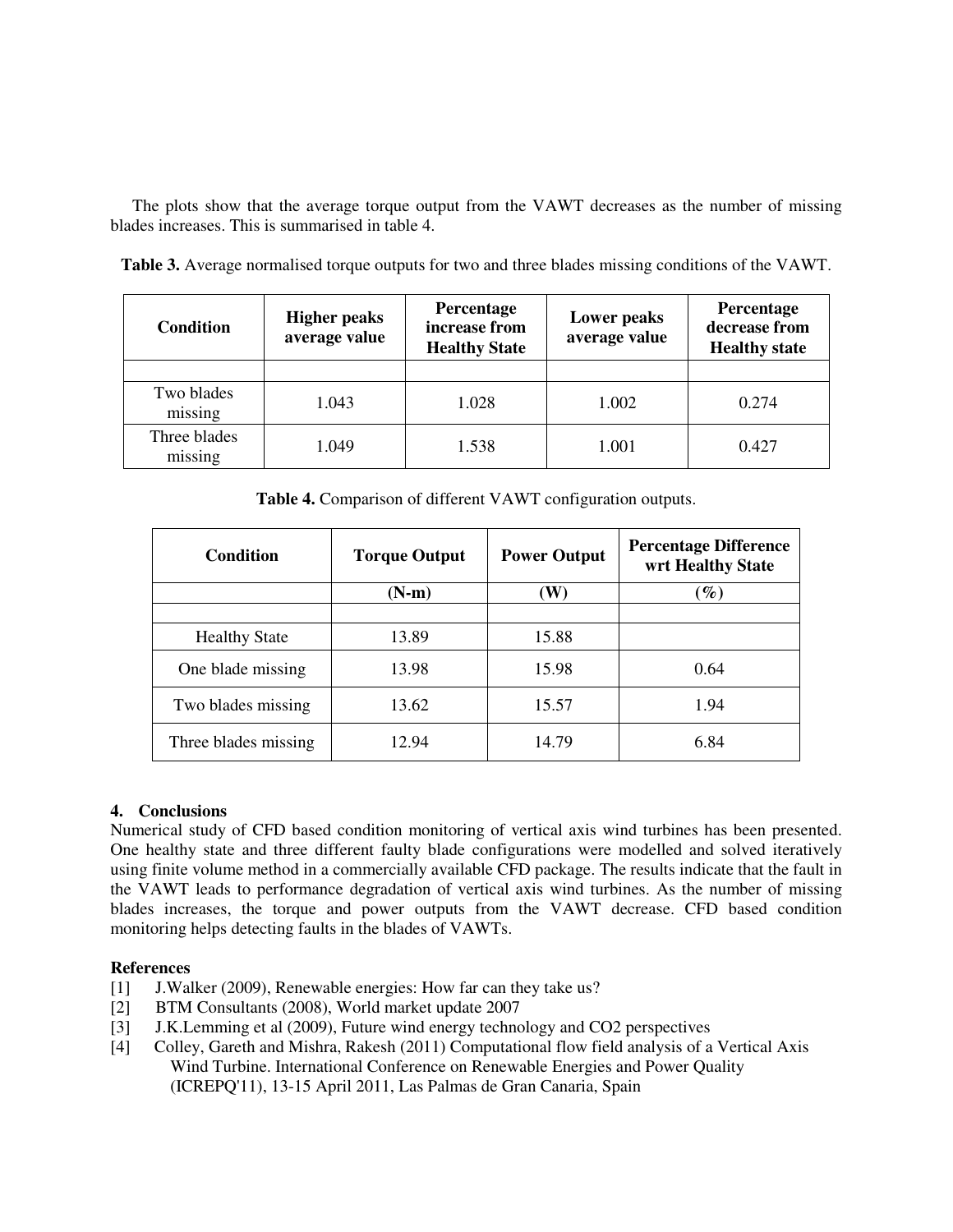The plots show that the average torque output from the VAWT decreases as the number of missing blades increases. This is summarised in table 4.

**Table 3.** Average normalised torque outputs for two and three blades missing conditions of the VAWT.

| Condition | Higher peaks average value | Percentage increase from Healthy State | Lower peaks average value | Percentage decrease from Healthy state |
|---|---|---|---|---|
| | | | | |
| Two blades missing | 1.043 | 1.028 | 1.002 | 0.274 |
| Three blades missing | 1.049 | 1.538 | 1.001 | 0.427 |

**Table 4.** Comparison of different VAWT configuration outputs.

| Condition | Torque Output | Power Output | Percentage Difference wrt Healthy State |
|---|---|---|---|
| | (N-m) | (W) | (%) |
| | | | |
| Healthy State | 13.89 | 15.88 | |
| One blade missing | 13.98 | 15.98 | 0.64 |
| Two blades missing | 13.62 | 15.57 | 1.94 |
| Three blades missing | 12.94 | 14.79 | 6.84 |

## 4. Conclusions

Numerical study of CFD based condition monitoring of vertical axis wind turbines has been presented. One healthy state and three different faulty blade configurations were modelled and solved iteratively using finite volume method in a commercially available CFD package. The results indicate that the fault in the VAWT leads to performance degradation of vertical axis wind turbines. As the number of missing blades increases, the torque and power outputs from the VAWT decrease. CFD based condition monitoring helps detecting faults in the blades of VAWTs.

## References

[1] J.Walker (2009), Renewable energies: How far can they take us?

[2] BTM Consultants (2008), World market update 2007

[3] J.K.Lemming et al (2009), Future wind energy technology and CO2 perspectives

[4] Colley, Gareth and Mishra, Rakesh (2011) Computational flow field analysis of a Vertical Axis Wind Turbine. International Conference on Renewable Energies and Power Quality (ICREPQ'11), 13-15 April 2011, Las Palmas de Gran Canaria, Spain